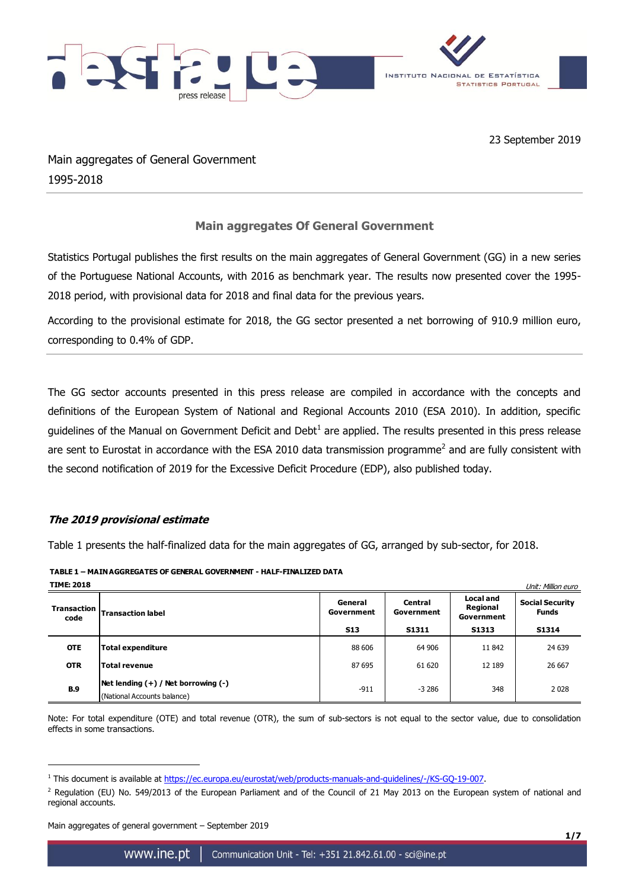23 September 2019

# Main aggregates of General Government 1995-2018

## Main aggregates Of General Government

Statistics Portugal publishes the first results on the main aggregates of General Government (GG) in a new series of the Portuguese National Accounts, with 2016 as benchmark year. The results now presented cover the 1995-2018 period, with provisional data for 2018 and final data for the previous years.

According to the provisional estimate for 2018, the GG sector presented a net borrowing of 910.9 million euro, corresponding to 0.4% of GDP.

---

The GG sector accounts presented in this press release are compiled in accordance with the concepts and definitions of the European System of National and Regional Accounts 2010 (ESA 2010). In addition, specific guidelines of the Manual on Government Deficit and Debt[1] are applied. The results presented in this press release are sent to Eurostat in accordance with the ESA 2010 data transmission programme[2] and are fully consistent with the second notification of 2019 for the Excessive Deficit Procedure (EDP), also published today.

### *The 2019 provisional estimate*

Table 1 presents the half-finalized data for the main aggregates of GG, arranged by sub-sector, for 2018.

**TABLE 1 – MAIN AGGREGATES OF GENERAL GOVERNMENT - HALF-FINALIZED DATA**

**TIME: 2018**

*Unit: Million euro*

| Transaction code | Transaction label | General Government S13 | Central Government S1311 | Local and Regional Government S1313 | Social Security Funds S1314 |
|---|---|---|---|---|---|
| **OTE** | **Total expenditure** | 88 606 | 64 906 | 11 842 | 24 639 |
| **OTR** | **Total revenue** | 87 695 | 61 620 | 12 189 | 26 667 |
| **B.9** | **Net lending (+) / Net borrowing (-)** (National Accounts balance) | -911 | -3 286 | 348 | 2 028 |

Note: For total expenditure (OTE) and total revenue (OTR), the sum of sub-sectors is not equal to the sector value, due to consolidation effects in some transactions.

---

[1] This document is available at https://ec.europa.eu/eurostat/web/products-manuals-and-guidelines/-/KS-GQ-19-007.

[2] Regulation (EU) No. 549/2013 of the European Parliament and of the Council of 21 May 2013 on the European system of national and regional accounts.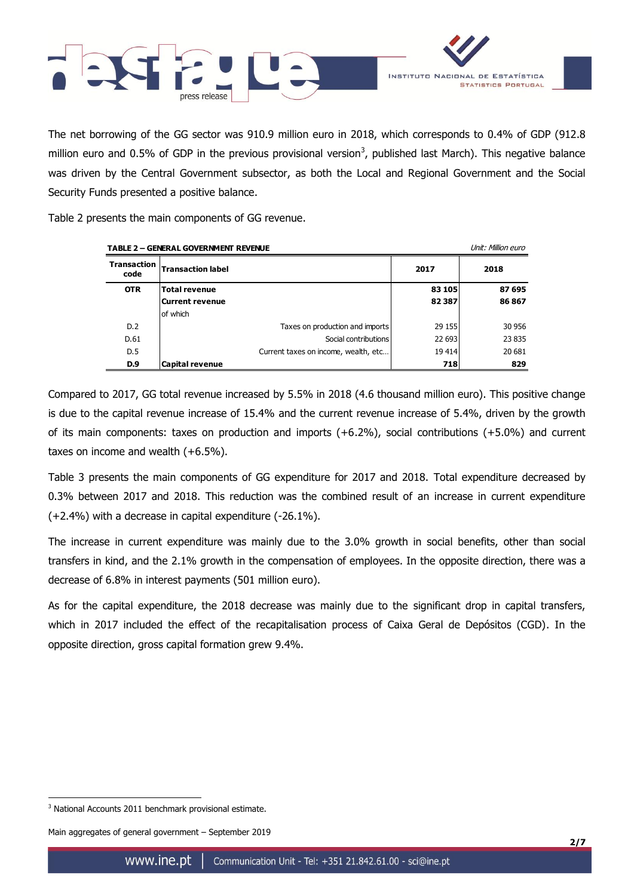The net borrowing of the GG sector was 910.9 million euro in 2018, which corresponds to 0.4% of GDP (912.8 million euro and 0.5% of GDP in the previous provisional version[3], published last March). This negative balance was driven by the Central Government subsector, as both the Local and Regional Government and the Social Security Funds presented a positive balance.

Table 2 presents the main components of GG revenue.

**TABLE 2 – GENERAL GOVERNMENT REVENUE** *Unit: Million euro*

| Transaction code | Transaction label | 2017 | 2018 |
|---|---|---|---|
| **OTR** | **Total revenue** | **83 105** | **87 695** |
| | **Current revenue** | **82 387** | **86 867** |
| | of which | | |
| D.2 | Taxes on production and imports | 29 155 | 30 956 |
| D.61 | Social contributions | 22 693 | 23 835 |
| D.5 | Current taxes on income, wealth, etc… | 19 414 | 20 681 |
| **D.9** | **Capital revenue** | **718** | **829** |

Compared to 2017, GG total revenue increased by 5.5% in 2018 (4.6 thousand million euro). This positive change is due to the capital revenue increase of 15.4% and the current revenue increase of 5.4%, driven by the growth of its main components: taxes on production and imports (+6.2%), social contributions (+5.0%) and current taxes on income and wealth (+6.5%).

Table 3 presents the main components of GG expenditure for 2017 and 2018. Total expenditure decreased by 0.3% between 2017 and 2018. This reduction was the combined result of an increase in current expenditure (+2.4%) with a decrease in capital expenditure (-26.1%).

The increase in current expenditure was mainly due to the 3.0% growth in social benefits, other than social transfers in kind, and the 2.1% growth in the compensation of employees. In the opposite direction, there was a decrease of 6.8% in interest payments (501 million euro).

As for the capital expenditure, the 2018 decrease was mainly due to the significant drop in capital transfers, which in 2017 included the effect of the recapitalisation process of Caixa Geral de Depósitos (CGD). In the opposite direction, gross capital formation grew 9.4%.

[3] National Accounts 2011 benchmark provisional estimate.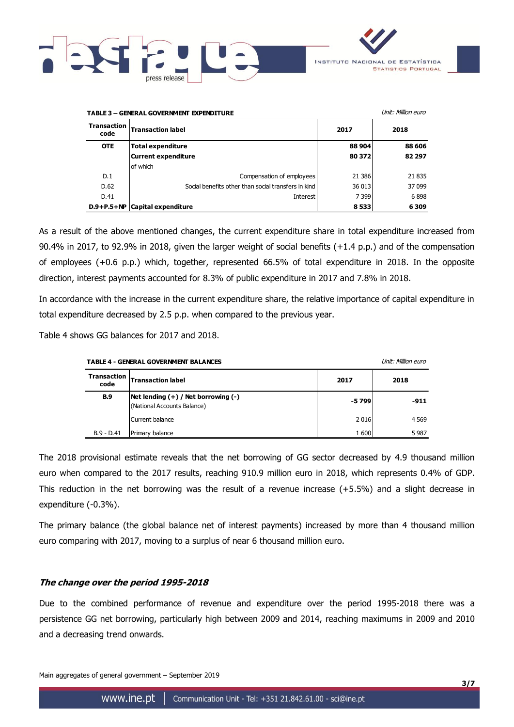**TABLE 3 – GENERAL GOVERNMENT EXPENDITURE** *Unit: Million euro*

| Transaction code | Transaction label | 2017 | 2018 |
|---|---|---|---|
| **OTE** | **Total expenditure** | **88 904** | **88 606** |
| | **Current expenditure** | **80 372** | **82 297** |
| | of which | | |
| D.1 | Compensation of employees | 21 386 | 21 835 |
| D.62 | Social benefits other than social transfers in kind | 36 013 | 37 099 |
| D.41 | Interest | 7 399 | 6 898 |
| **D.9+P.5+NP** | **Capital expenditure** | **8 533** | **6 309** |

As a result of the above mentioned changes, the current expenditure share in total expenditure increased from 90.4% in 2017, to 92.9% in 2018, given the larger weight of social benefits (+1.4 p.p.) and of the compensation of employees (+0.6 p.p.) which, together, represented 66.5% of total expenditure in 2018. In the opposite direction, interest payments accounted for 8.3% of public expenditure in 2017 and 7.8% in 2018.

In accordance with the increase in the current expenditure share, the relative importance of capital expenditure in total expenditure decreased by 2.5 p.p. when compared to the previous year.

Table 4 shows GG balances for 2017 and 2018.

**TABLE 4 - GENERAL GOVERNMENT BALANCES** *Unit: Million euro*

| Transaction code | Transaction label | 2017 | 2018 |
|---|---|---|---|
| **B.9** | **Net lending (+) / Net borrowing (-)** (National Accounts Balance) | **-5 799** | **-911** |
| | Current balance | 2 016 | 4 569 |
| B.9 - D.41 | Primary balance | 1 600 | 5 987 |

The 2018 provisional estimate reveals that the net borrowing of GG sector decreased by 4.9 thousand million euro when compared to the 2017 results, reaching 910.9 million euro in 2018, which represents 0.4% of GDP. This reduction in the net borrowing was the result of a revenue increase (+5.5%) and a slight decrease in expenditure (-0.3%).

The primary balance (the global balance net of interest payments) increased by more than 4 thousand million euro comparing with 2017, moving to a surplus of near 6 thousand million euro.

### ***The change over the period 1995-2018***

Due to the combined performance of revenue and expenditure over the period 1995-2018 there was a persistence GG net borrowing, particularly high between 2009 and 2014, reaching maximums in 2009 and 2010 and a decreasing trend onwards.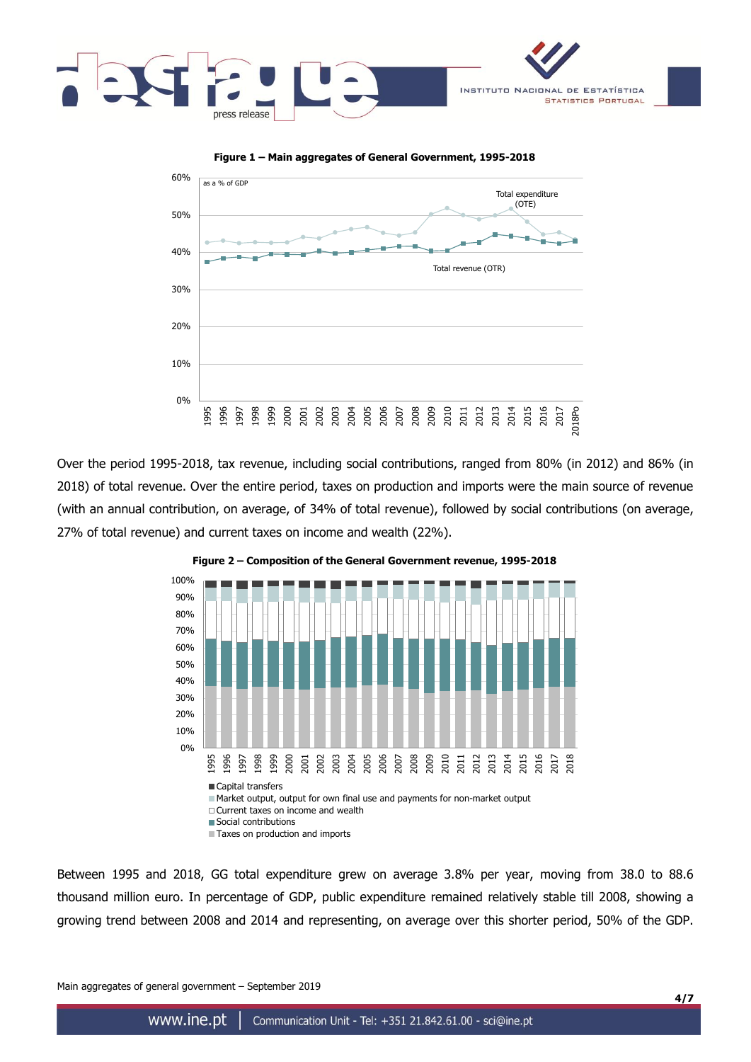**Figure 1 – Main aggregates of General Government, 1995-2018**

Over the period 1995-2018, tax revenue, including social contributions, ranged from 80% (in 2012) and 86% (in 2018) of total revenue. Over the entire period, taxes on production and imports were the main source of revenue (with an annual contribution, on average, of 34% of total revenue), followed by social contributions (on average, 27% of total revenue) and current taxes on income and wealth (22%).

**Figure 2 – Composition of the General Government revenue, 1995-2018**

Between 1995 and 2018, GG total expenditure grew on average 3.8% per year, moving from 38.0 to 88.6 thousand million euro. In percentage of GDP, public expenditure remained relatively stable till 2008, showing a growing trend between 2008 and 2014 and representing, on average over this shorter period, 50% of the GDP.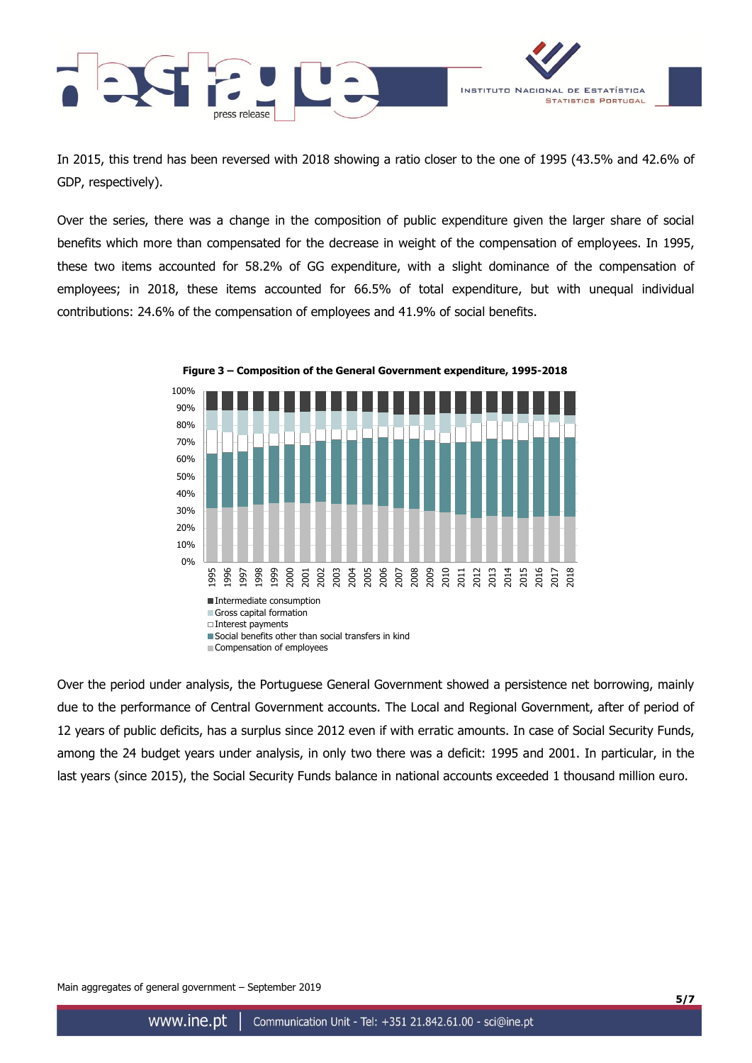In 2015, this trend has been reversed with 2018 showing a ratio closer to the one of 1995 (43.5% and 42.6% of GDP, respectively).

Over the series, there was a change in the composition of public expenditure given the larger share of social benefits which more than compensated for the decrease in weight of the compensation of employees. In 1995, these two items accounted for 58.2% of GG expenditure, with a slight dominance of the compensation of employees; in 2018, these items accounted for 66.5% of total expenditure, but with unequal individual contributions: 24.6% of the compensation of employees and 41.9% of social benefits.

**Figure 3 – Composition of the General Government expenditure, 1995-2018**

Over the period under analysis, the Portuguese General Government showed a persistence net borrowing, mainly due to the performance of Central Government accounts. The Local and Regional Government, after of period of 12 years of public deficits, has a surplus since 2012 even if with erratic amounts. In case of Social Security Funds, among the 24 budget years under analysis, in only two there was a deficit: 1995 and 2001. In particular, in the last years (since 2015), the Social Security Funds balance in national accounts exceeded 1 thousand million euro.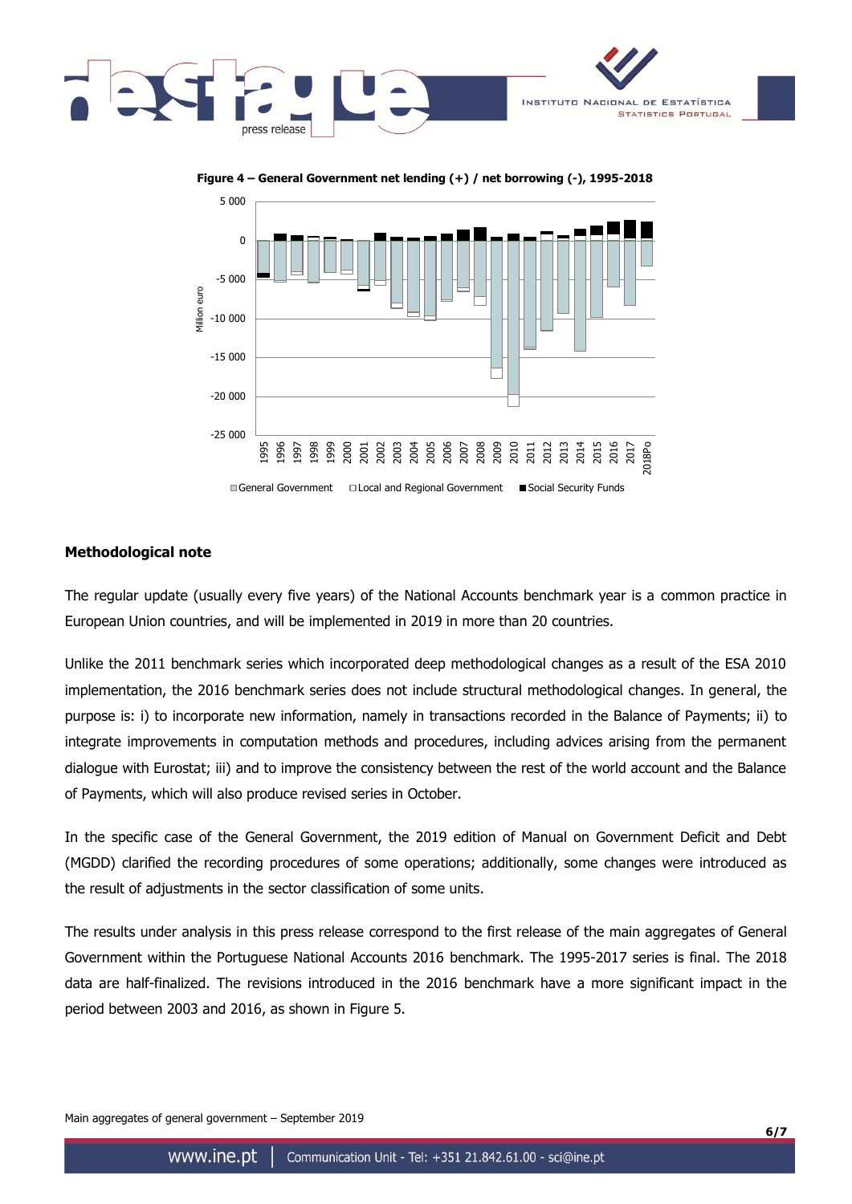**Figure 4 – General Government net lending (+) / net borrowing (-), 1995-2018**

**Methodological note**

The regular update (usually every five years) of the National Accounts benchmark year is a common practice in European Union countries, and will be implemented in 2019 in more than 20 countries.

Unlike the 2011 benchmark series which incorporated deep methodological changes as a result of the ESA 2010 implementation, the 2016 benchmark series does not include structural methodological changes. In general, the purpose is: i) to incorporate new information, namely in transactions recorded in the Balance of Payments; ii) to integrate improvements in computation methods and procedures, including advices arising from the permanent dialogue with Eurostat; iii) and to improve the consistency between the rest of the world account and the Balance of Payments, which will also produce revised series in October.

In the specific case of the General Government, the 2019 edition of Manual on Government Deficit and Debt (MGDD) clarified the recording procedures of some operations; additionally, some changes were introduced as the result of adjustments in the sector classification of some units.

The results under analysis in this press release correspond to the first release of the main aggregates of General Government within the Portuguese National Accounts 2016 benchmark. The 1995-2017 series is final. The 2018 data are half-finalized. The revisions introduced in the 2016 benchmark have a more significant impact in the period between 2003 and 2016, as shown in Figure 5.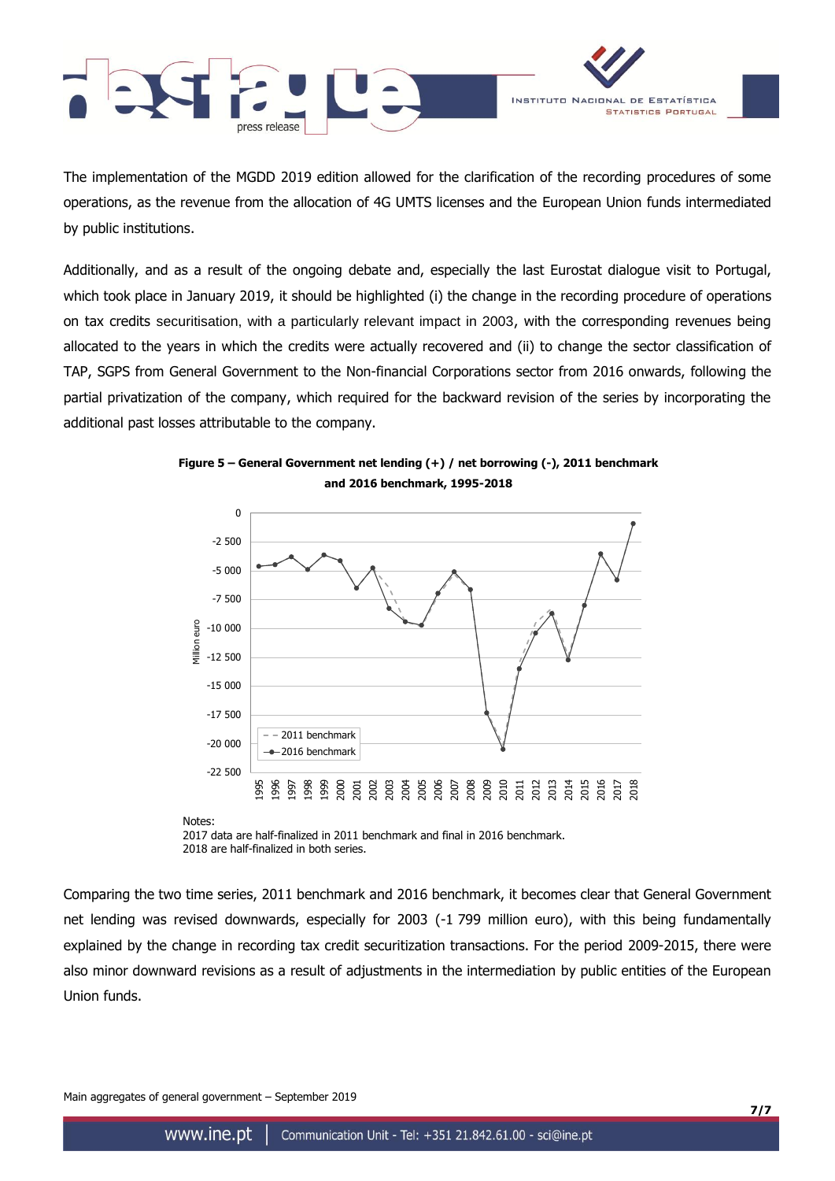The implementation of the MGDD 2019 edition allowed for the clarification of the recording procedures of some operations, as the revenue from the allocation of 4G UMTS licenses and the European Union funds intermediated by public institutions.

Additionally, and as a result of the ongoing debate and, especially the last Eurostat dialogue visit to Portugal, which took place in January 2019, it should be highlighted (i) the change in the recording procedure of operations on tax credits securitisation, with a particularly relevant impact in 2003, with the corresponding revenues being allocated to the years in which the credits were actually recovered and (ii) to change the sector classification of TAP, SGPS from General Government to the Non-financial Corporations sector from 2016 onwards, following the partial privatization of the company, which required for the backward revision of the series by incorporating the additional past losses attributable to the company.

**Figure 5 – General Government net lending (+) / net borrowing (-), 2011 benchmark and 2016 benchmark, 1995-2018**

Million euro

0
-2 500
-5 000
-7 500
-10 000
-12 500
-15 000
-17 500
-20 000
-22 500

1995 1996 1997 1998 1999 2000 2001 2002 2003 2004 2005 2006 2007 2008 2009 2010 2011 2012 2013 2014 2015 2016 2017 2018

2011 benchmark
2016 benchmark

Notes:
2017 data are half-finalized in 2011 benchmark and final in 2016 benchmark.
2018 are half-finalized in both series.

Comparing the two time series, 2011 benchmark and 2016 benchmark, it becomes clear that General Government net lending was revised downwards, especially for 2003 (-1 799 million euro), with this being fundamentally explained by the change in recording tax credit securitization transactions. For the period 2009-2015, there were also minor downward revisions as a result of adjustments in the intermediation by public entities of the European Union funds.